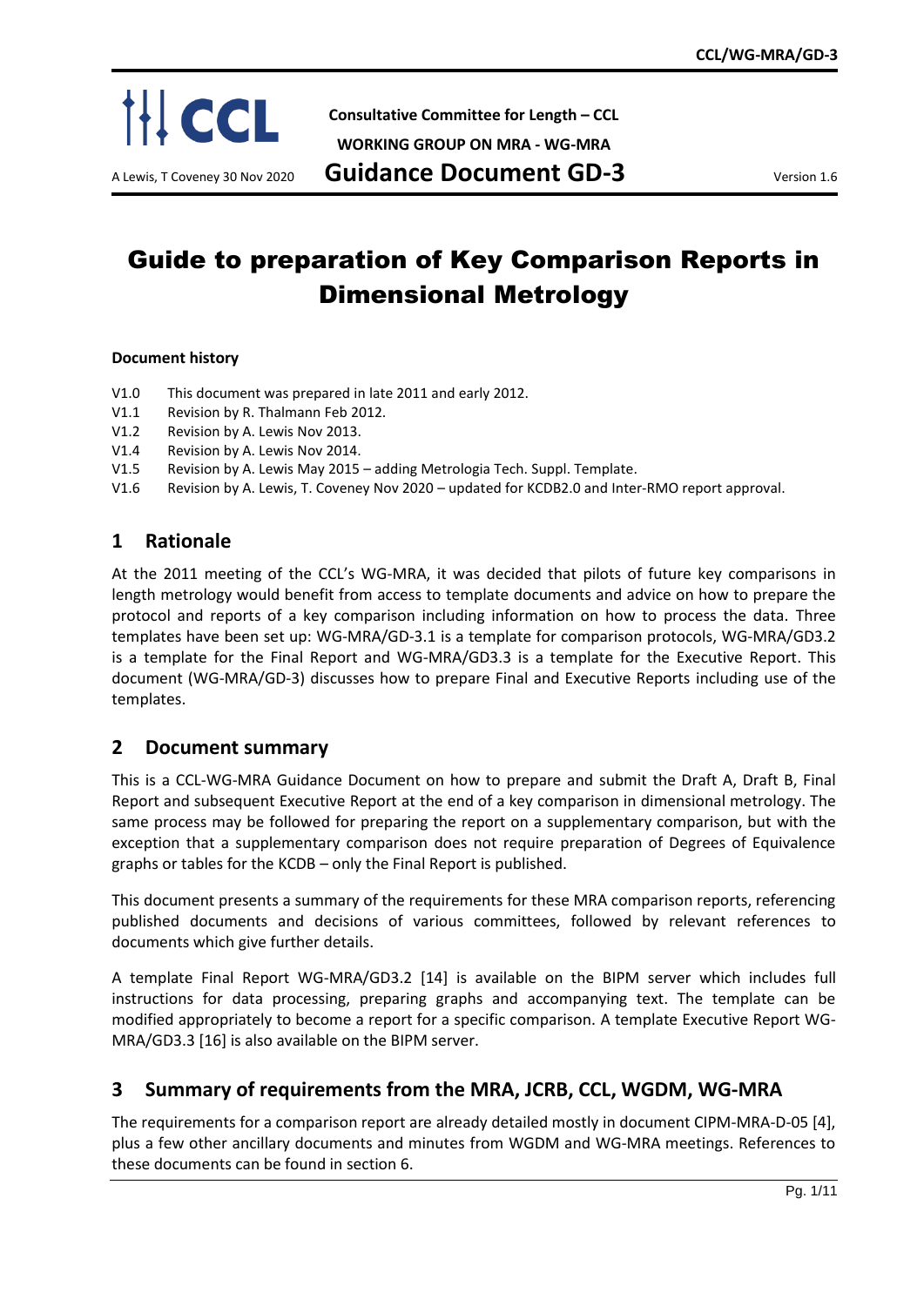**Consultative Committee for Length – CCL**

**WORKING GROUP ON MRA - WG-MRA**

A Lewis, T Coveney 30 Nov 2020 **Guidance Document GD-3** Version 1.6

# Guide to preparation of Key Comparison Reports in Dimensional Metrology

**Document history**

- V1.0 This document was prepared in late 2011 and early 2012.
- V1.1 Revision by R. Thalmann Feb 2012.
- V1.2 Revision by A. Lewis Nov 2013.
- V1.4 Revision by A. Lewis Nov 2014.
- V1.5 Revision by A. Lewis May 2015 – adding Metrologia Tech. Suppl. Template.
- V1.6 Revision by A. Lewis, T. Coveney Nov 2020 – updated for KCDB2.0 and Inter-RMO report approval.

## 1 Rationale

At the 2011 meeting of the CCL's WG-MRA, it was decided that pilots of future key comparisons in length metrology would benefit from access to template documents and advice on how to prepare the protocol and reports of a key comparison including information on how to process the data. Three templates have been set up: WG-MRA/GD-3.1 is a template for comparison protocols, WG-MRA/GD3.2 is a template for the Final Report and WG-MRA/GD3.3 is a template for the Executive Report. This document (WG-MRA/GD-3) discusses how to prepare Final and Executive Reports including use of the templates.

## 2 Document summary

This is a CCL-WG-MRA Guidance Document on how to prepare and submit the Draft A, Draft B, Final Report and subsequent Executive Report at the end of a key comparison in dimensional metrology. The same process may be followed for preparing the report on a supplementary comparison, but with the exception that a supplementary comparison does not require preparation of Degrees of Equivalence graphs or tables for the KCDB – only the Final Report is published.

This document presents a summary of the requirements for these MRA comparison reports, referencing published documents and decisions of various committees, followed by relevant references to documents which give further details.

A template Final Report WG-MRA/GD3.2 [14] is available on the BIPM server which includes full instructions for data processing, preparing graphs and accompanying text. The template can be modified appropriately to become a report for a specific comparison. A template Executive Report WG-MRA/GD3.3 [16] is also available on the BIPM server.

## 3 Summary of requirements from the MRA, JCRB, CCL, WGDM, WG-MRA

The requirements for a comparison report are already detailed mostly in document CIPM-MRA-D-05 [4], plus a few other ancillary documents and minutes from WGDM and WG-MRA meetings. References to these documents can be found in section 6.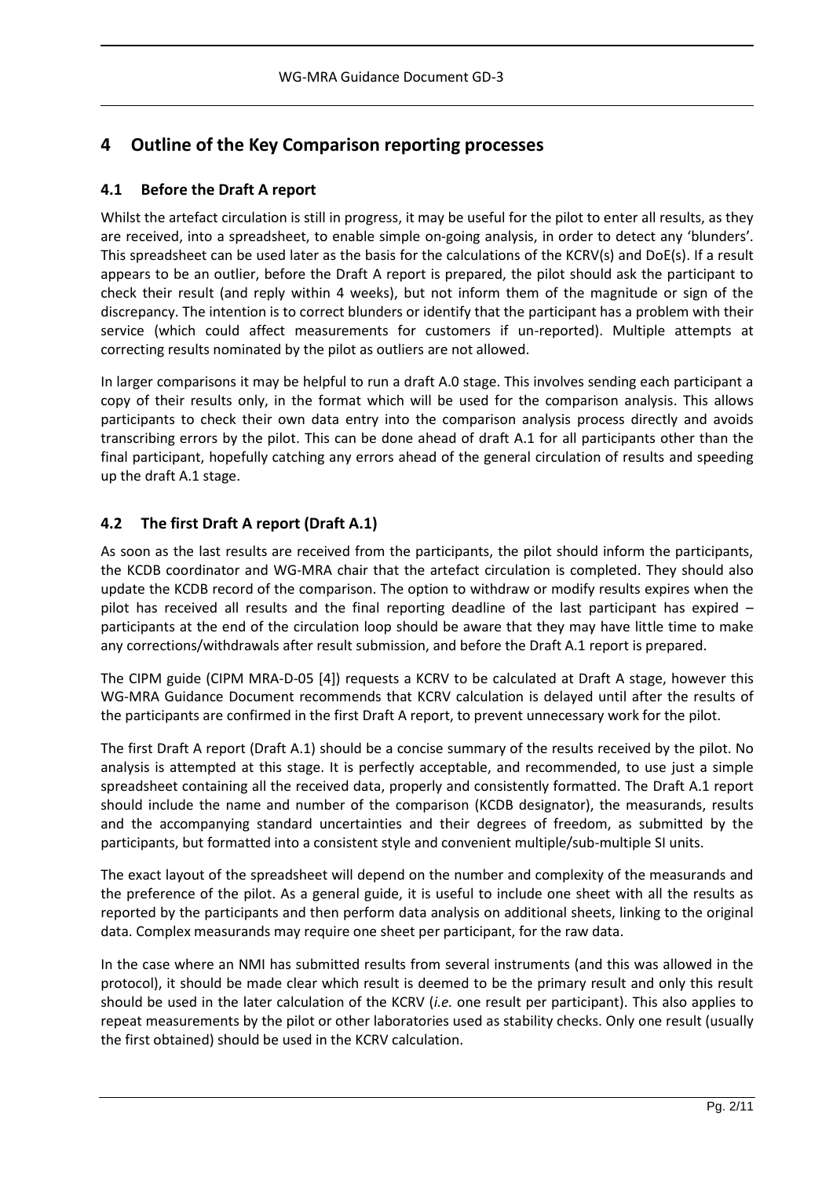## 4 Outline of the Key Comparison reporting processes

### 4.1 Before the Draft A report

Whilst the artefact circulation is still in progress, it may be useful for the pilot to enter all results, as they are received, into a spreadsheet, to enable simple on-going analysis, in order to detect any 'blunders'. This spreadsheet can be used later as the basis for the calculations of the KCRV(s) and DoE(s). If a result appears to be an outlier, before the Draft A report is prepared, the pilot should ask the participant to check their result (and reply within 4 weeks), but not inform them of the magnitude or sign of the discrepancy. The intention is to correct blunders or identify that the participant has a problem with their service (which could affect measurements for customers if un-reported). Multiple attempts at correcting results nominated by the pilot as outliers are not allowed.

In larger comparisons it may be helpful to run a draft A.0 stage. This involves sending each participant a copy of their results only, in the format which will be used for the comparison analysis. This allows participants to check their own data entry into the comparison analysis process directly and avoids transcribing errors by the pilot. This can be done ahead of draft A.1 for all participants other than the final participant, hopefully catching any errors ahead of the general circulation of results and speeding up the draft A.1 stage.

### 4.2 The first Draft A report (Draft A.1)

As soon as the last results are received from the participants, the pilot should inform the participants, the KCDB coordinator and WG-MRA chair that the artefact circulation is completed. They should also update the KCDB record of the comparison. The option to withdraw or modify results expires when the pilot has received all results and the final reporting deadline of the last participant has expired – participants at the end of the circulation loop should be aware that they may have little time to make any corrections/withdrawals after result submission, and before the Draft A.1 report is prepared.

The CIPM guide (CIPM MRA-D-05 [4]) requests a KCRV to be calculated at Draft A stage, however this WG-MRA Guidance Document recommends that KCRV calculation is delayed until after the results of the participants are confirmed in the first Draft A report, to prevent unnecessary work for the pilot.

The first Draft A report (Draft A.1) should be a concise summary of the results received by the pilot. No analysis is attempted at this stage. It is perfectly acceptable, and recommended, to use just a simple spreadsheet containing all the received data, properly and consistently formatted. The Draft A.1 report should include the name and number of the comparison (KCDB designator), the measurands, results and the accompanying standard uncertainties and their degrees of freedom, as submitted by the participants, but formatted into a consistent style and convenient multiple/sub-multiple SI units.

The exact layout of the spreadsheet will depend on the number and complexity of the measurands and the preference of the pilot. As a general guide, it is useful to include one sheet with all the results as reported by the participants and then perform data analysis on additional sheets, linking to the original data. Complex measurands may require one sheet per participant, for the raw data.

In the case where an NMI has submitted results from several instruments (and this was allowed in the protocol), it should be made clear which result is deemed to be the primary result and only this result should be used in the later calculation of the KCRV (*i.e.* one result per participant). This also applies to repeat measurements by the pilot or other laboratories used as stability checks. Only one result (usually the first obtained) should be used in the KCRV calculation.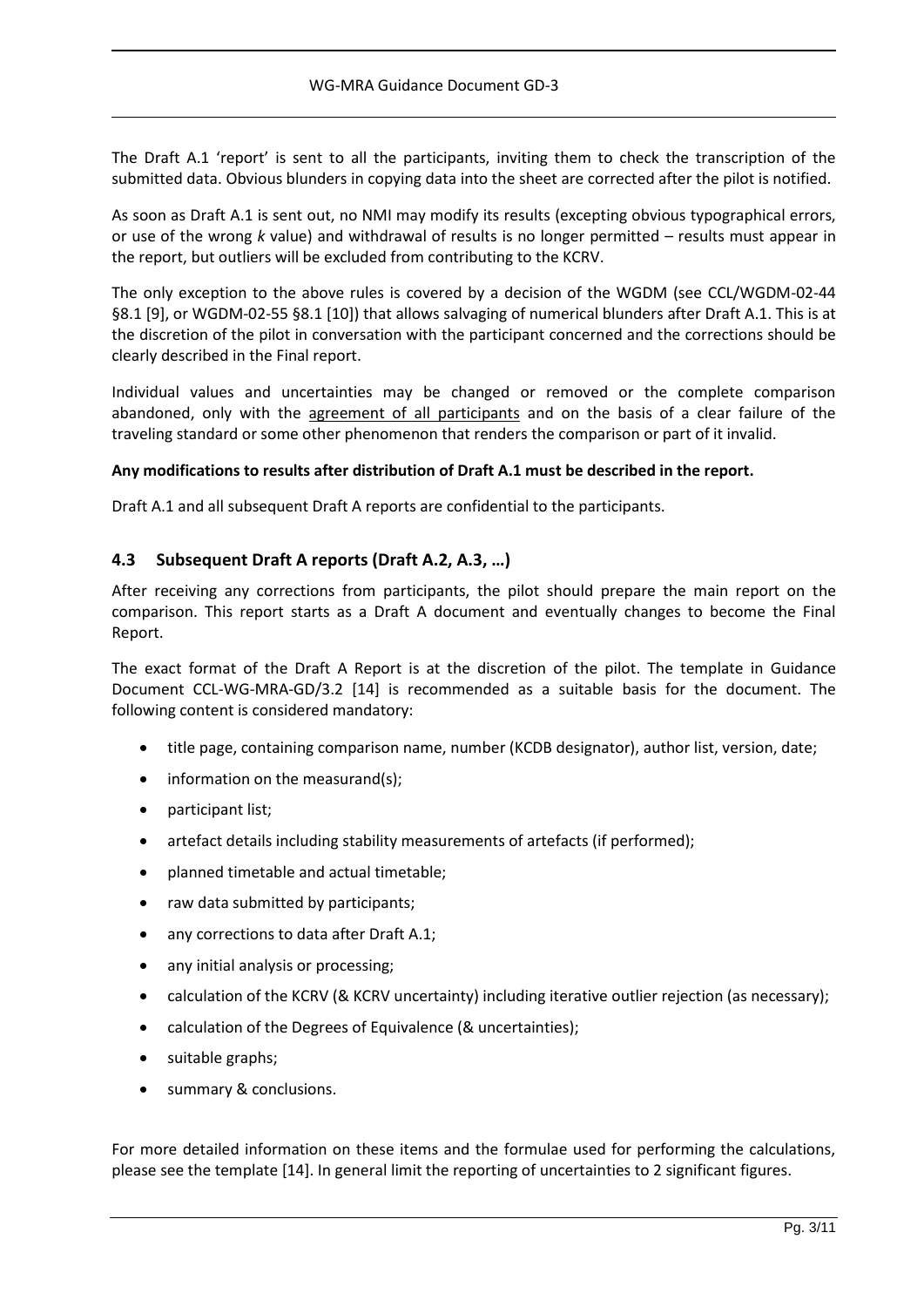The Draft A.1 'report' is sent to all the participants, inviting them to check the transcription of the submitted data. Obvious blunders in copying data into the sheet are corrected after the pilot is notified.

As soon as Draft A.1 is sent out, no NMI may modify its results (excepting obvious typographical errors, or use of the wrong $k$ value) and withdrawal of results is no longer permitted – results must appear in the report, but outliers will be excluded from contributing to the KCRV.

The only exception to the above rules is covered by a decision of the WGDM (see CCL/WGDM-02-44 §8.1 [9], or WGDM-02-55 §8.1 [10]) that allows salvaging of numerical blunders after Draft A.1. This is at the discretion of the pilot in conversation with the participant concerned and the corrections should be clearly described in the Final report.

Individual values and uncertainties may be changed or removed or the complete comparison abandoned, only with the agreement of all participants and on the basis of a clear failure of the traveling standard or some other phenomenon that renders the comparison or part of it invalid.

**Any modifications to results after distribution of Draft A.1 must be described in the report.**

Draft A.1 and all subsequent Draft A reports are confidential to the participants.

### 4.3 Subsequent Draft A reports (Draft A.2, A.3, …)

After receiving any corrections from participants, the pilot should prepare the main report on the comparison. This report starts as a Draft A document and eventually changes to become the Final Report.

The exact format of the Draft A Report is at the discretion of the pilot. The template in Guidance Document CCL-WG-MRA-GD/3.2 [14] is recommended as a suitable basis for the document. The following content is considered mandatory:

- title page, containing comparison name, number (KCDB designator), author list, version, date;
- information on the measurand(s);
- participant list;
- artefact details including stability measurements of artefacts (if performed);
- planned timetable and actual timetable;
- raw data submitted by participants;
- any corrections to data after Draft A.1;
- any initial analysis or processing;
- calculation of the KCRV (& KCRV uncertainty) including iterative outlier rejection (as necessary);
- calculation of the Degrees of Equivalence (& uncertainties);
- suitable graphs;
- summary & conclusions.

For more detailed information on these items and the formulae used for performing the calculations, please see the template [14]. In general limit the reporting of uncertainties to 2 significant figures.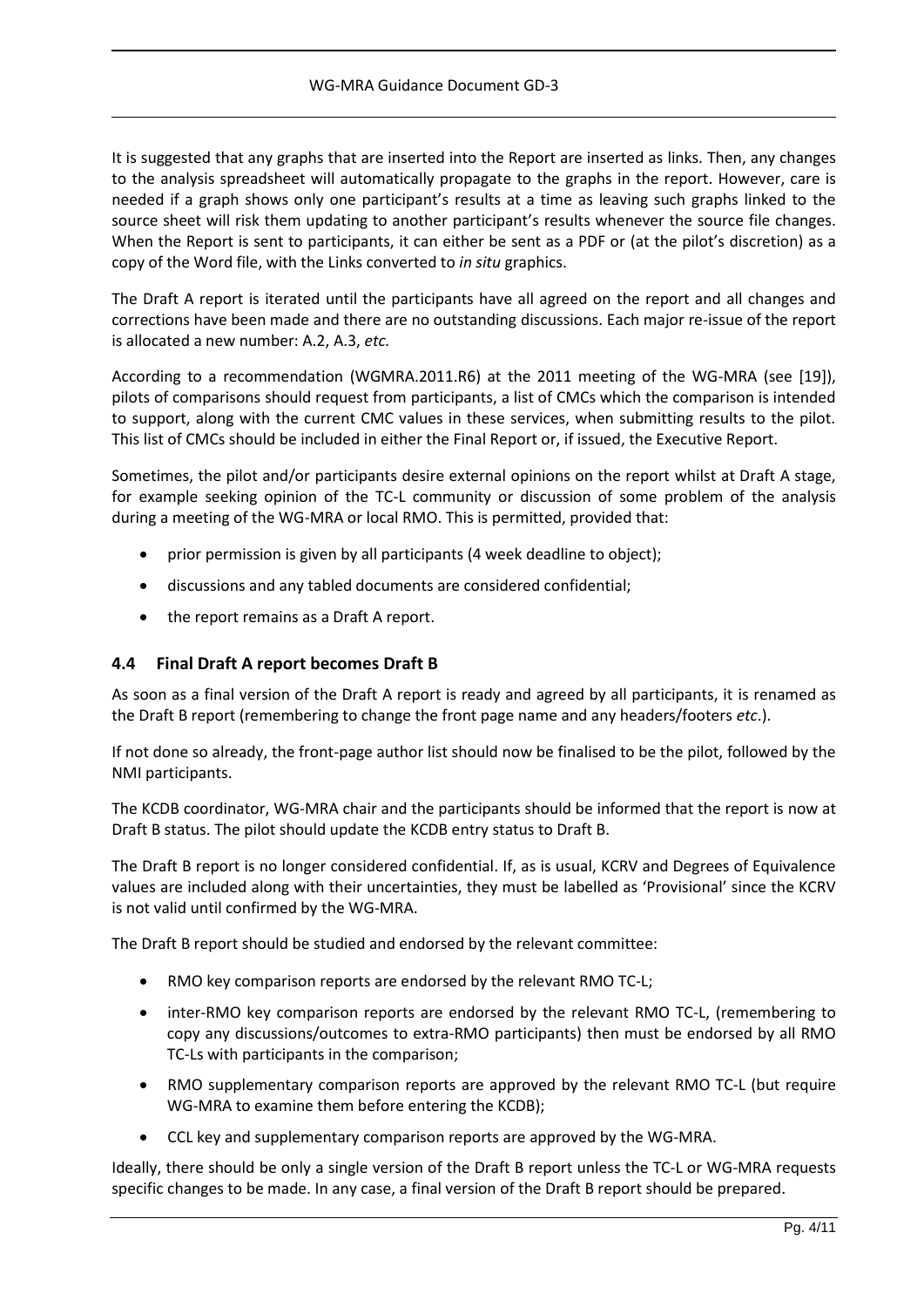It is suggested that any graphs that are inserted into the Report are inserted as links. Then, any changes to the analysis spreadsheet will automatically propagate to the graphs in the report. However, care is needed if a graph shows only one participant's results at a time as leaving such graphs linked to the source sheet will risk them updating to another participant's results whenever the source file changes. When the Report is sent to participants, it can either be sent as a PDF or (at the pilot's discretion) as a copy of the Word file, with the Links converted to *in situ* graphics.

The Draft A report is iterated until the participants have all agreed on the report and all changes and corrections have been made and there are no outstanding discussions. Each major re-issue of the report is allocated a new number: A.2, A.3, *etc.*

According to a recommendation (WGMRA.2011.R6) at the 2011 meeting of the WG-MRA (see [19]), pilots of comparisons should request from participants, a list of CMCs which the comparison is intended to support, along with the current CMC values in these services, when submitting results to the pilot. This list of CMCs should be included in either the Final Report or, if issued, the Executive Report.

Sometimes, the pilot and/or participants desire external opinions on the report whilst at Draft A stage, for example seeking opinion of the TC-L community or discussion of some problem of the analysis during a meeting of the WG-MRA or local RMO. This is permitted, provided that:

- prior permission is given by all participants (4 week deadline to object);
- discussions and any tabled documents are considered confidential;
- the report remains as a Draft A report.

## 4.4 Final Draft A report becomes Draft B

As soon as a final version of the Draft A report is ready and agreed by all participants, it is renamed as the Draft B report (remembering to change the front page name and any headers/footers *etc.*).

If not done so already, the front-page author list should now be finalised to be the pilot, followed by the NMI participants.

The KCDB coordinator, WG-MRA chair and the participants should be informed that the report is now at Draft B status. The pilot should update the KCDB entry status to Draft B.

The Draft B report is no longer considered confidential. If, as is usual, KCRV and Degrees of Equivalence values are included along with their uncertainties, they must be labelled as 'Provisional' since the KCRV is not valid until confirmed by the WG-MRA.

The Draft B report should be studied and endorsed by the relevant committee:

- RMO key comparison reports are endorsed by the relevant RMO TC-L;
- inter-RMO key comparison reports are endorsed by the relevant RMO TC-L, (remembering to copy any discussions/outcomes to extra-RMO participants) then must be endorsed by all RMO TC-Ls with participants in the comparison;
- RMO supplementary comparison reports are approved by the relevant RMO TC-L (but require WG-MRA to examine them before entering the KCDB);
- CCL key and supplementary comparison reports are approved by the WG-MRA.

Ideally, there should be only a single version of the Draft B report unless the TC-L or WG-MRA requests specific changes to be made. In any case, a final version of the Draft B report should be prepared.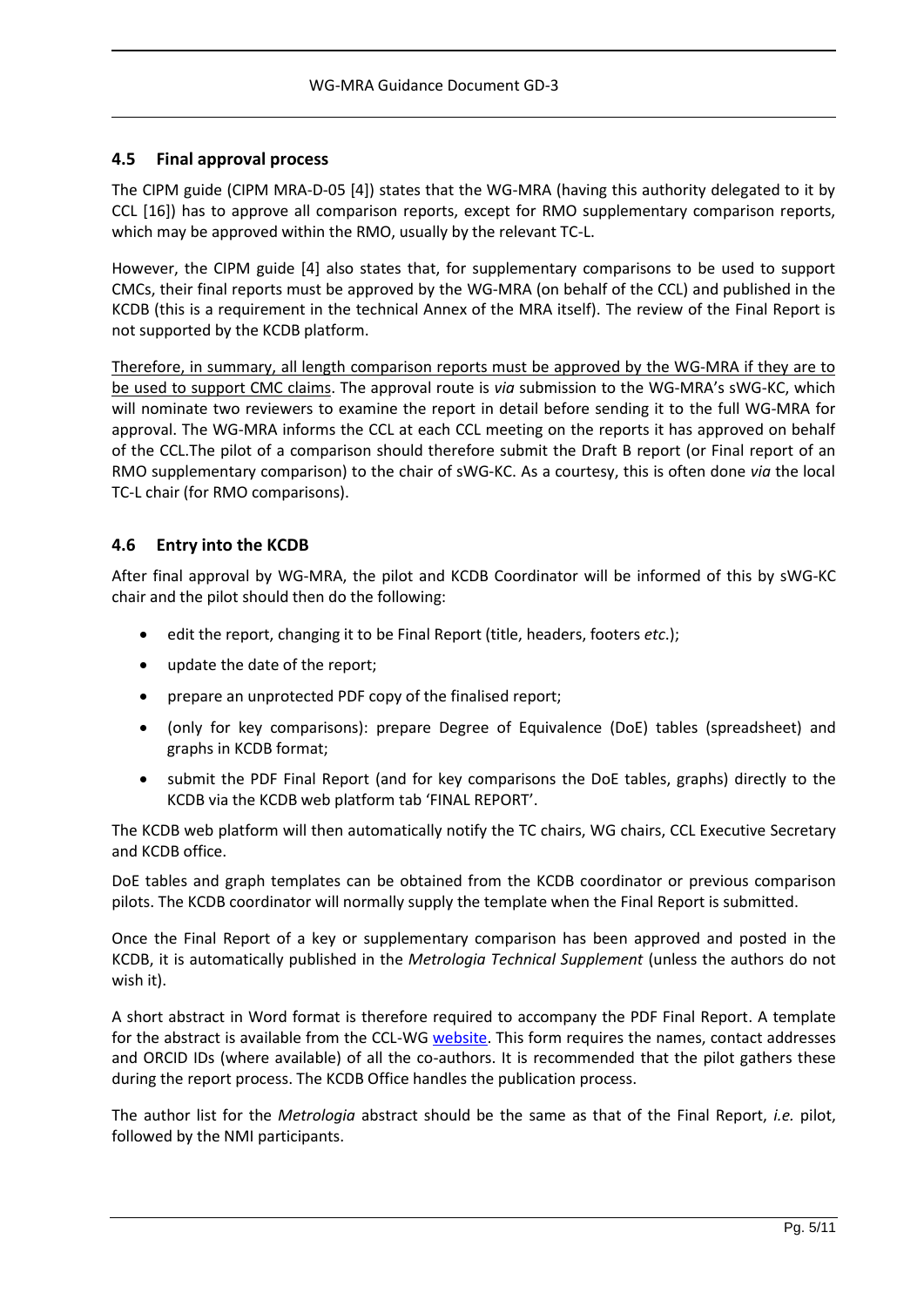## 4.5 Final approval process

The CIPM guide (CIPM MRA-D-05 [4]) states that the WG-MRA (having this authority delegated to it by CCL [16]) has to approve all comparison reports, except for RMO supplementary comparison reports, which may be approved within the RMO, usually by the relevant TC-L.

However, the CIPM guide [4] also states that, for supplementary comparisons to be used to support CMCs, their final reports must be approved by the WG-MRA (on behalf of the CCL) and published in the KCDB (this is a requirement in the technical Annex of the MRA itself). The review of the Final Report is not supported by the KCDB platform.

Therefore, in summary, all length comparison reports must be approved by the WG-MRA if they are to be used to support CMC claims. The approval route is *via* submission to the WG-MRA's sWG-KC, which will nominate two reviewers to examine the report in detail before sending it to the full WG-MRA for approval. The WG-MRA informs the CCL at each CCL meeting on the reports it has approved on behalf of the CCL.The pilot of a comparison should therefore submit the Draft B report (or Final report of an RMO supplementary comparison) to the chair of sWG-KC. As a courtesy, this is often done *via* the local TC-L chair (for RMO comparisons).

## 4.6 Entry into the KCDB

After final approval by WG-MRA, the pilot and KCDB Coordinator will be informed of this by sWG-KC chair and the pilot should then do the following:

- edit the report, changing it to be Final Report (title, headers, footers *etc*.);
- update the date of the report;
- prepare an unprotected PDF copy of the finalised report;
- (only for key comparisons): prepare Degree of Equivalence (DoE) tables (spreadsheet) and graphs in KCDB format;
- submit the PDF Final Report (and for key comparisons the DoE tables, graphs) directly to the KCDB via the KCDB web platform tab 'FINAL REPORT'.

The KCDB web platform will then automatically notify the TC chairs, WG chairs, CCL Executive Secretary and KCDB office.

DoE tables and graph templates can be obtained from the KCDB coordinator or previous comparison pilots. The KCDB coordinator will normally supply the template when the Final Report is submitted.

Once the Final Report of a key or supplementary comparison has been approved and posted in the KCDB, it is automatically published in the *Metrologia Technical Supplement* (unless the authors do not wish it).

A short abstract in Word format is therefore required to accompany the PDF Final Report. A template for the abstract is available from the CCL-WG website. This form requires the names, contact addresses and ORCID IDs (where available) of all the co-authors. It is recommended that the pilot gathers these during the report process. The KCDB Office handles the publication process.

The author list for the *Metrologia* abstract should be the same as that of the Final Report, *i.e.* pilot, followed by the NMI participants.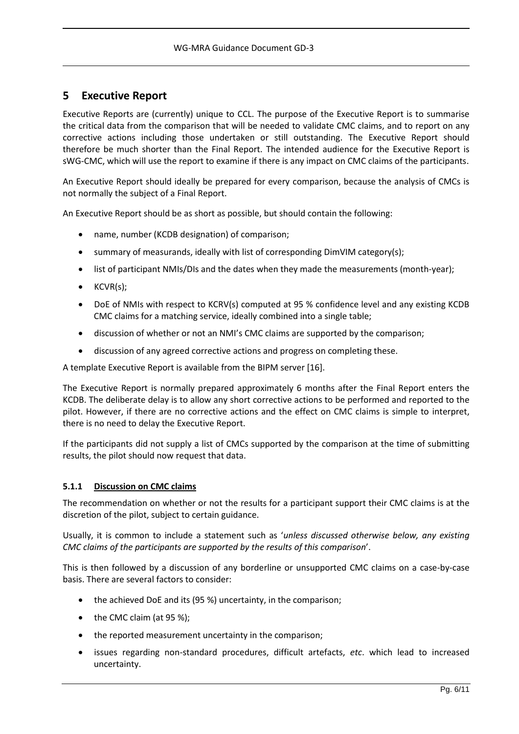# 5 Executive Report

Executive Reports are (currently) unique to CCL. The purpose of the Executive Report is to summarise the critical data from the comparison that will be needed to validate CMC claims, and to report on any corrective actions including those undertaken or still outstanding. The Executive Report should therefore be much shorter than the Final Report. The intended audience for the Executive Report is sWG-CMC, which will use the report to examine if there is any impact on CMC claims of the participants.

An Executive Report should ideally be prepared for every comparison, because the analysis of CMCs is not normally the subject of a Final Report.

An Executive Report should be as short as possible, but should contain the following:

- name, number (KCDB designation) of comparison;
- summary of measurands, ideally with list of corresponding DimVIM category(s);
- list of participant NMIs/DIs and the dates when they made the measurements (month-year);
- KCVR(s);
- DoE of NMIs with respect to KCRV(s) computed at 95 % confidence level and any existing KCDB CMC claims for a matching service, ideally combined into a single table;
- discussion of whether or not an NMI's CMC claims are supported by the comparison;
- discussion of any agreed corrective actions and progress on completing these.

A template Executive Report is available from the BIPM server [16].

The Executive Report is normally prepared approximately 6 months after the Final Report enters the KCDB. The deliberate delay is to allow any short corrective actions to be performed and reported to the pilot. However, if there are no corrective actions and the effect on CMC claims is simple to interpret, there is no need to delay the Executive Report.

If the participants did not supply a list of CMCs supported by the comparison at the time of submitting results, the pilot should now request that data.

### 5.1.1 Discussion on CMC claims

The recommendation on whether or not the results for a participant support their CMC claims is at the discretion of the pilot, subject to certain guidance.

Usually, it is common to include a statement such as '*unless discussed otherwise below, any existing CMC claims of the participants are supported by the results of this comparison*'.

This is then followed by a discussion of any borderline or unsupported CMC claims on a case-by-case basis. There are several factors to consider:

- the achieved DoE and its (95 %) uncertainty, in the comparison;
- the CMC claim (at 95 %);
- the reported measurement uncertainty in the comparison;
- issues regarding non-standard procedures, difficult artefacts, *etc*. which lead to increased uncertainty.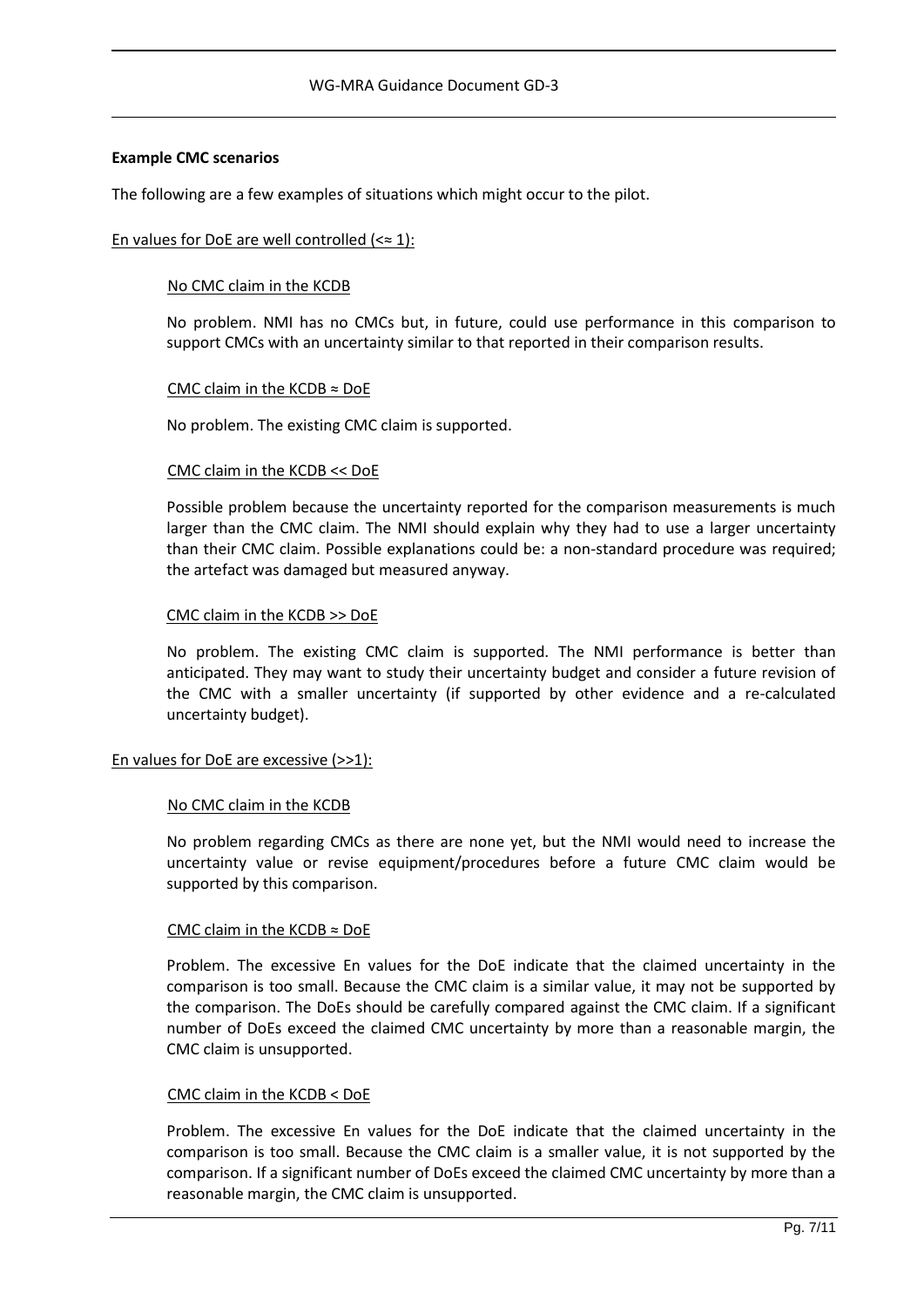**Example CMC scenarios**

The following are a few examples of situations which might occur to the pilot.

En values for DoE are well controlled (<≈ 1):

No CMC claim in the KCDB

No problem. NMI has no CMCs but, in future, could use performance in this comparison to support CMCs with an uncertainty similar to that reported in their comparison results.

CMC claim in the KCDB ≈ DoE

No problem. The existing CMC claim is supported.

CMC claim in the KCDB << DoE

Possible problem because the uncertainty reported for the comparison measurements is much larger than the CMC claim. The NMI should explain why they had to use a larger uncertainty than their CMC claim. Possible explanations could be: a non-standard procedure was required; the artefact was damaged but measured anyway.

CMC claim in the KCDB >> DoE

No problem. The existing CMC claim is supported. The NMI performance is better than anticipated. They may want to study their uncertainty budget and consider a future revision of the CMC with a smaller uncertainty (if supported by other evidence and a re-calculated uncertainty budget).

En values for DoE are excessive (>>1):

No CMC claim in the KCDB

No problem regarding CMCs as there are none yet, but the NMI would need to increase the uncertainty value or revise equipment/procedures before a future CMC claim would be supported by this comparison.

CMC claim in the KCDB ≈ DoE

Problem. The excessive En values for the DoE indicate that the claimed uncertainty in the comparison is too small. Because the CMC claim is a similar value, it may not be supported by the comparison. The DoEs should be carefully compared against the CMC claim. If a significant number of DoEs exceed the claimed CMC uncertainty by more than a reasonable margin, the CMC claim is unsupported.

CMC claim in the KCDB < DoE

Problem. The excessive En values for the DoE indicate that the claimed uncertainty in the comparison is too small. Because the CMC claim is a smaller value, it is not supported by the comparison. If a significant number of DoEs exceed the claimed CMC uncertainty by more than a reasonable margin, the CMC claim is unsupported.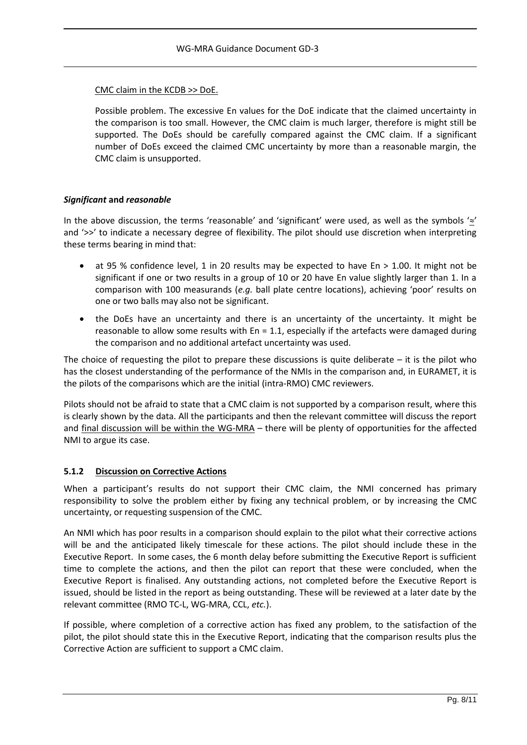CMC claim in the KCDB >> DoE.

Possible problem. The excessive En values for the DoE indicate that the claimed uncertainty in the comparison is too small. However, the CMC claim is much larger, therefore is might still be supported. The DoEs should be carefully compared against the CMC claim. If a significant number of DoEs exceed the claimed CMC uncertainty by more than a reasonable margin, the CMC claim is unsupported.

#### ***Significant* and *reasonable***

In the above discussion, the terms 'reasonable' and 'significant' were used, as well as the symbols '≃' and '>>' to indicate a necessary degree of flexibility. The pilot should use discretion when interpreting these terms bearing in mind that:

- at 95 % confidence level, 1 in 20 results may be expected to have En > 1.00. It might not be significant if one or two results in a group of 10 or 20 have En value slightly larger than 1. In a comparison with 100 measurands (*e.g.* ball plate centre locations), achieving 'poor' results on one or two balls may also not be significant.
- the DoEs have an uncertainty and there is an uncertainty of the uncertainty. It might be reasonable to allow some results with En = 1.1, especially if the artefacts were damaged during the comparison and no additional artefact uncertainty was used.

The choice of requesting the pilot to prepare these discussions is quite deliberate – it is the pilot who has the closest understanding of the performance of the NMIs in the comparison and, in EURAMET, it is the pilots of the comparisons which are the initial (intra-RMO) CMC reviewers.

Pilots should not be afraid to state that a CMC claim is not supported by a comparison result, where this is clearly shown by the data. All the participants and then the relevant committee will discuss the report and final discussion will be within the WG-MRA – there will be plenty of opportunities for the affected NMI to argue its case.

### **5.1.2 Discussion on Corrective Actions**

When a participant's results do not support their CMC claim, the NMI concerned has primary responsibility to solve the problem either by fixing any technical problem, or by increasing the CMC uncertainty, or requesting suspension of the CMC.

An NMI which has poor results in a comparison should explain to the pilot what their corrective actions will be and the anticipated likely timescale for these actions. The pilot should include these in the Executive Report. In some cases, the 6 month delay before submitting the Executive Report is sufficient time to complete the actions, and then the pilot can report that these were concluded, when the Executive Report is finalised. Any outstanding actions, not completed before the Executive Report is issued, should be listed in the report as being outstanding. These will be reviewed at a later date by the relevant committee (RMO TC-L, WG-MRA, CCL, *etc.*).

If possible, where completion of a corrective action has fixed any problem, to the satisfaction of the pilot, the pilot should state this in the Executive Report, indicating that the comparison results plus the Corrective Action are sufficient to support a CMC claim.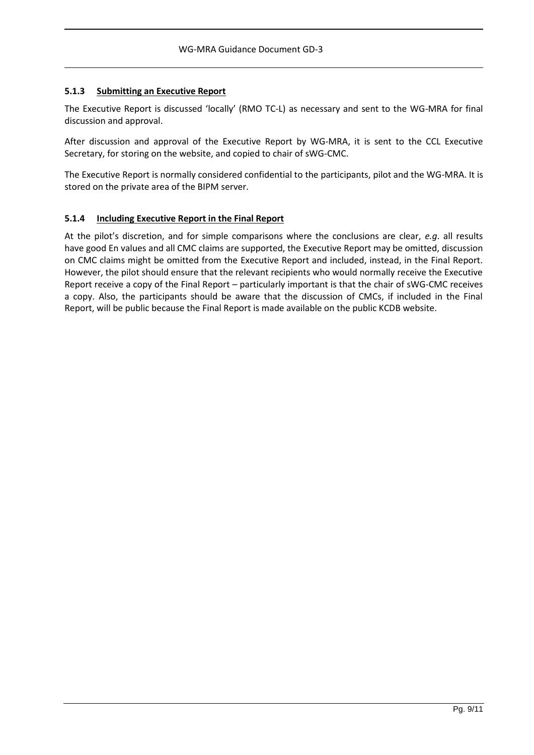### 5.1.3 <u>Submitting an Executive Report</u>

The Executive Report is discussed 'locally' (RMO TC-L) as necessary and sent to the WG-MRA for final discussion and approval.

After discussion and approval of the Executive Report by WG-MRA, it is sent to the CCL Executive Secretary, for storing on the website, and copied to chair of sWG-CMC.

The Executive Report is normally considered confidential to the participants, pilot and the WG-MRA. It is stored on the private area of the BIPM server.

### 5.1.4 <u>Including Executive Report in the Final Report</u>

At the pilot's discretion, and for simple comparisons where the conclusions are clear, *e.g*. all results have good En values and all CMC claims are supported, the Executive Report may be omitted, discussion on CMC claims might be omitted from the Executive Report and included, instead, in the Final Report. However, the pilot should ensure that the relevant recipients who would normally receive the Executive Report receive a copy of the Final Report – particularly important is that the chair of sWG-CMC receives a copy. Also, the participants should be aware that the discussion of CMCs, if included in the Final Report, will be public because the Final Report is made available on the public KCDB website.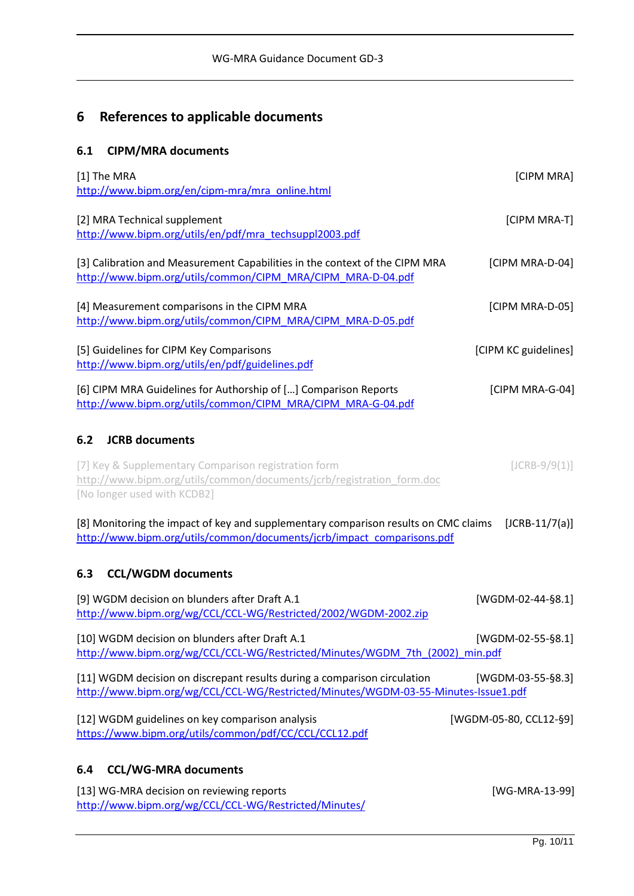# 6 References to applicable documents

## 6.1 CIPM/MRA documents

[1] The MRA [CIPM MRA]
http://www.bipm.org/en/cipm-mra/mra_online.html

[2] MRA Technical supplement [CIPM MRA-T]
http://www.bipm.org/utils/en/pdf/mra_techsuppl2003.pdf

[3] Calibration and Measurement Capabilities in the context of the CIPM MRA [CIPM MRA-D-04]
http://www.bipm.org/utils/common/CIPM_MRA/CIPM_MRA-D-04.pdf

[4] Measurement comparisons in the CIPM MRA [CIPM MRA-D-05]
http://www.bipm.org/utils/common/CIPM_MRA/CIPM_MRA-D-05.pdf

[5] Guidelines for CIPM Key Comparisons [CIPM KC guidelines]
http://www.bipm.org/utils/en/pdf/guidelines.pdf

[6] CIPM MRA Guidelines for Authorship of […] Comparison Reports [CIPM MRA-G-04]
http://www.bipm.org/utils/common/CIPM_MRA/CIPM_MRA-G-04.pdf

## 6.2 JCRB documents

[7] Key & Supplementary Comparison registration form [JCRB-9/9(1)]
http://www.bipm.org/utils/common/documents/jcrb/registration_form.doc
[No longer used with KCDB2]

[8] Monitoring the impact of key and supplementary comparison results on CMC claims [JCRB-11/7(a)]
http://www.bipm.org/utils/common/documents/jcrb/impact_comparisons.pdf

## 6.3 CCL/WGDM documents

[9] WGDM decision on blunders after Draft A.1 [WGDM-02-44-§8.1]
http://www.bipm.org/wg/CCL/CCL-WG/Restricted/2002/WGDM-2002.zip

[10] WGDM decision on blunders after Draft A.1 [WGDM-02-55-§8.1]
http://www.bipm.org/wg/CCL/CCL-WG/Restricted/Minutes/WGDM_7th_(2002)_min.pdf

[11] WGDM decision on discrepant results during a comparison circulation [WGDM-03-55-§8.3]
http://www.bipm.org/wg/CCL/CCL-WG/Restricted/Minutes/WGDM-03-55-Minutes-Issue1.pdf

[12] WGDM guidelines on key comparison analysis [WGDM-05-80, CCL12-§9]
https://www.bipm.org/utils/common/pdf/CC/CCL/CCL12.pdf

## 6.4 CCL/WG-MRA documents

[13] WG-MRA decision on reviewing reports [WG-MRA-13-99]
http://www.bipm.org/wg/CCL/CCL-WG/Restricted/Minutes/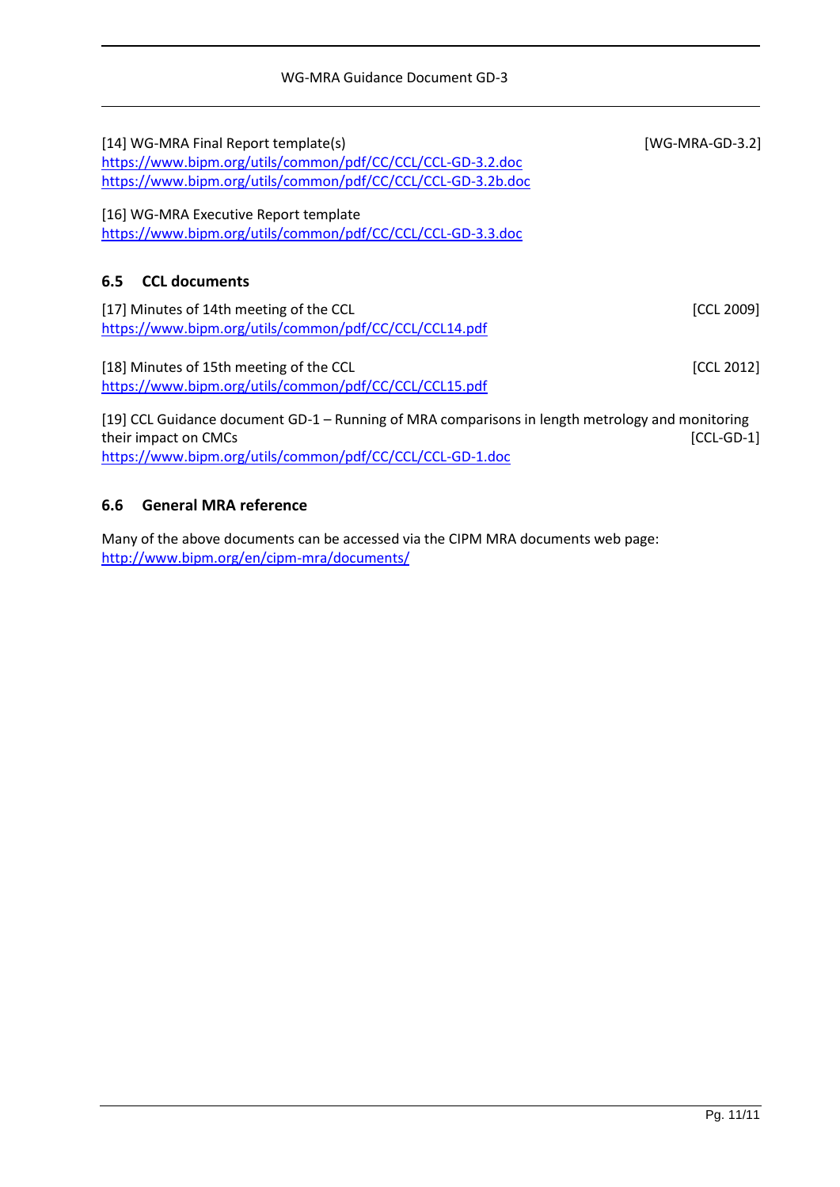[14] WG-MRA Final Report template(s) [WG-MRA-GD-3.2]
https://www.bipm.org/utils/common/pdf/CC/CCL/CCL-GD-3.2.doc
https://www.bipm.org/utils/common/pdf/CC/CCL/CCL-GD-3.2b.doc

[16] WG-MRA Executive Report template
https://www.bipm.org/utils/common/pdf/CC/CCL/CCL-GD-3.3.doc

## 6.5 CCL documents

[17] Minutes of 14th meeting of the CCL [CCL 2009]
https://www.bipm.org/utils/common/pdf/CC/CCL/CCL14.pdf

[18] Minutes of 15th meeting of the CCL [CCL 2012]
https://www.bipm.org/utils/common/pdf/CC/CCL/CCL15.pdf

[19] CCL Guidance document GD-1 – Running of MRA comparisons in length metrology and monitoring their impact on CMCs [CCL-GD-1]
https://www.bipm.org/utils/common/pdf/CC/CCL/CCL-GD-1.doc

## 6.6 General MRA reference

Many of the above documents can be accessed via the CIPM MRA documents web page:
http://www.bipm.org/en/cipm-mra/documents/